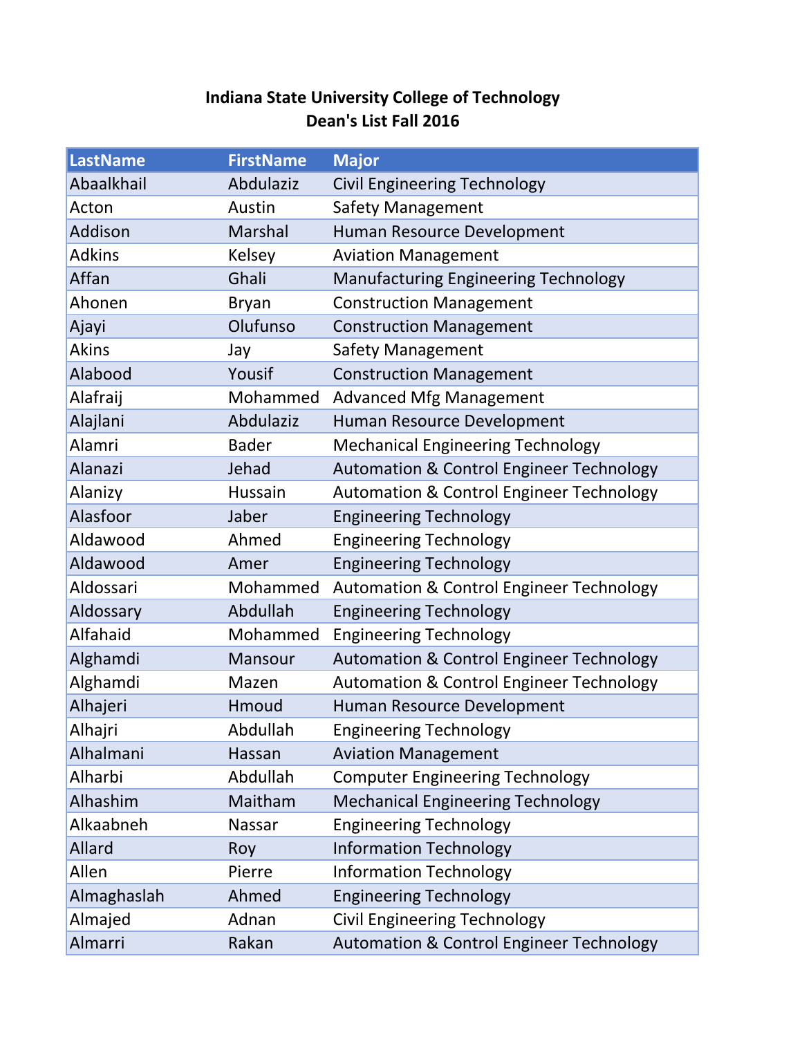# Indiana State University College of Technology
## Dean's List Fall 2016

| LastName | FirstName | Major |
|---|---|---|
| Abaalkhail | Abdulaziz | Civil Engineering Technology |
| Acton | Austin | Safety Management |
| Addison | Marshal | Human Resource Development |
| Adkins | Kelsey | Aviation Management |
| Affan | Ghali | Manufacturing Engineering Technology |
| Ahonen | Bryan | Construction Management |
| Ajayi | Olufunso | Construction Management |
| Akins | Jay | Safety Management |
| Alabood | Yousif | Construction Management |
| Alafraij | Mohammed | Advanced Mfg Management |
| Alajlani | Abdulaziz | Human Resource Development |
| Alamri | Bader | Mechanical Engineering Technology |
| Alanazi | Jehad | Automation & Control Engineer Technology |
| Alanizy | Hussain | Automation & Control Engineer Technology |
| Alasfoor | Jaber | Engineering Technology |
| Aldawood | Ahmed | Engineering Technology |
| Aldawood | Amer | Engineering Technology |
| Aldossari | Mohammed | Automation & Control Engineer Technology |
| Aldossary | Abdullah | Engineering Technology |
| Alfahaid | Mohammed | Engineering Technology |
| Alghamdi | Mansour | Automation & Control Engineer Technology |
| Alghamdi | Mazen | Automation & Control Engineer Technology |
| Alhajeri | Hmoud | Human Resource Development |
| Alhajri | Abdullah | Engineering Technology |
| Alhalmani | Hassan | Aviation Management |
| Alharbi | Abdullah | Computer Engineering Technology |
| Alhashim | Maitham | Mechanical Engineering Technology |
| Alkaabneh | Nassar | Engineering Technology |
| Allard | Roy | Information Technology |
| Allen | Pierre | Information Technology |
| Almaghaslah | Ahmed | Engineering Technology |
| Almajed | Adnan | Civil Engineering Technology |
| Almarri | Rakan | Automation & Control Engineer Technology |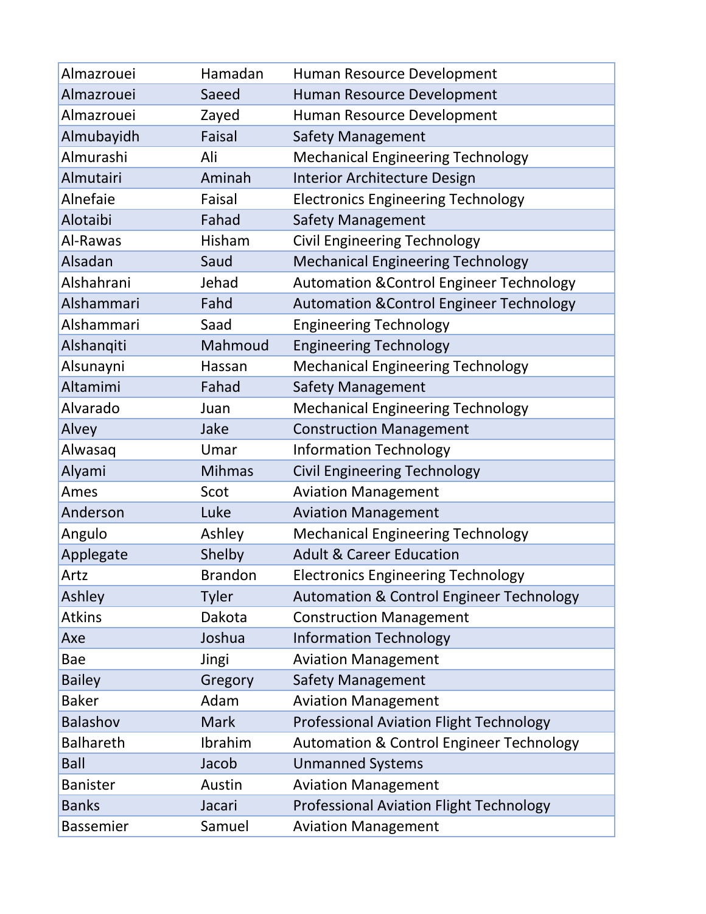| | | |
|---|---|---|
| Almazrouei | Hamadan | Human Resource Development |
| Almazrouei | Saeed | Human Resource Development |
| Almazrouei | Zayed | Human Resource Development |
| Almubayidh | Faisal | Safety Management |
| Almurashi | Ali | Mechanical Engineering Technology |
| Almutairi | Aminah | Interior Architecture Design |
| Alnefaie | Faisal | Electronics Engineering Technology |
| Alotaibi | Fahad | Safety Management |
| Al-Rawas | Hisham | Civil Engineering Technology |
| Alsadan | Saud | Mechanical Engineering Technology |
| Alshahrani | Jehad | Automation &Control Engineer Technology |
| Alshammari | Fahd | Automation &Control Engineer Technology |
| Alshammari | Saad | Engineering Technology |
| Alshanqiti | Mahmoud | Engineering Technology |
| Alsunayni | Hassan | Mechanical Engineering Technology |
| Altamimi | Fahad | Safety Management |
| Alvarado | Juan | Mechanical Engineering Technology |
| Alvey | Jake | Construction Management |
| Alwasaq | Umar | Information Technology |
| Alyami | Mihmas | Civil Engineering Technology |
| Ames | Scot | Aviation Management |
| Anderson | Luke | Aviation Management |
| Angulo | Ashley | Mechanical Engineering Technology |
| Applegate | Shelby | Adult & Career Education |
| Artz | Brandon | Electronics Engineering Technology |
| Ashley | Tyler | Automation & Control Engineer Technology |
| Atkins | Dakota | Construction Management |
| Axe | Joshua | Information Technology |
| Bae | Jingi | Aviation Management |
| Bailey | Gregory | Safety Management |
| Baker | Adam | Aviation Management |
| Balashov | Mark | Professional Aviation Flight Technology |
| Balhareth | Ibrahim | Automation & Control Engineer Technology |
| Ball | Jacob | Unmanned Systems |
| Banister | Austin | Aviation Management |
| Banks | Jacari | Professional Aviation Flight Technology |
| Bassemier | Samuel | Aviation Management |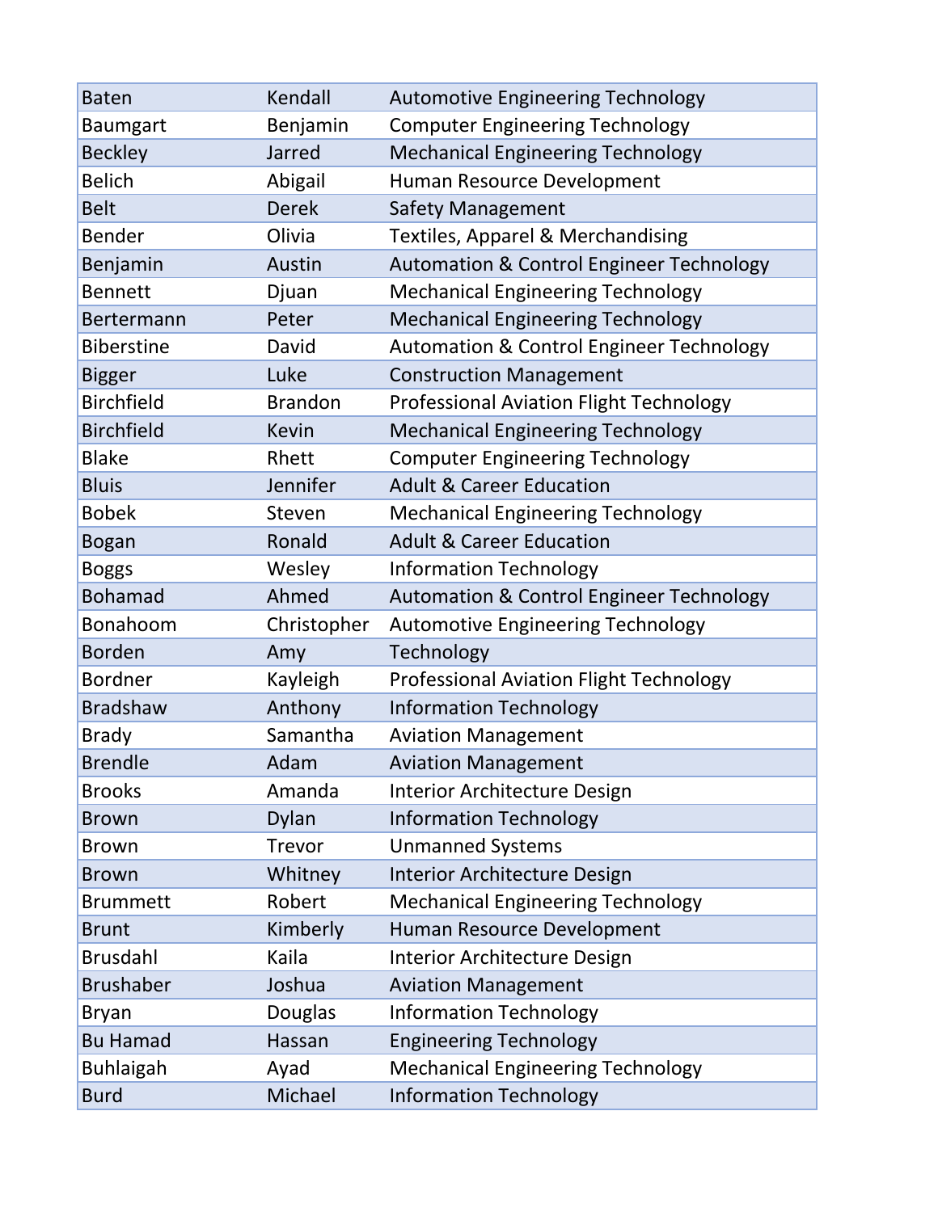| | | |
|---|---|---|
| Baten | Kendall | Automotive Engineering Technology |
| Baumgart | Benjamin | Computer Engineering Technology |
| Beckley | Jarred | Mechanical Engineering Technology |
| Belich | Abigail | Human Resource Development |
| Belt | Derek | Safety Management |
| Bender | Olivia | Textiles, Apparel & Merchandising |
| Benjamin | Austin | Automation & Control Engineer Technology |
| Bennett | Djuan | Mechanical Engineering Technology |
| Bertermann | Peter | Mechanical Engineering Technology |
| Biberstine | David | Automation & Control Engineer Technology |
| Bigger | Luke | Construction Management |
| Birchfield | Brandon | Professional Aviation Flight Technology |
| Birchfield | Kevin | Mechanical Engineering Technology |
| Blake | Rhett | Computer Engineering Technology |
| Bluis | Jennifer | Adult & Career Education |
| Bobek | Steven | Mechanical Engineering Technology |
| Bogan | Ronald | Adult & Career Education |
| Boggs | Wesley | Information Technology |
| Bohamad | Ahmed | Automation & Control Engineer Technology |
| Bonahoom | Christopher | Automotive Engineering Technology |
| Borden | Amy | Technology |
| Bordner | Kayleigh | Professional Aviation Flight Technology |
| Bradshaw | Anthony | Information Technology |
| Brady | Samantha | Aviation Management |
| Brendle | Adam | Aviation Management |
| Brooks | Amanda | Interior Architecture Design |
| Brown | Dylan | Information Technology |
| Brown | Trevor | Unmanned Systems |
| Brown | Whitney | Interior Architecture Design |
| Brummett | Robert | Mechanical Engineering Technology |
| Brunt | Kimberly | Human Resource Development |
| Brusdahl | Kaila | Interior Architecture Design |
| Brushaber | Joshua | Aviation Management |
| Bryan | Douglas | Information Technology |
| Bu Hamad | Hassan | Engineering Technology |
| Buhlaigah | Ayad | Mechanical Engineering Technology |
| Burd | Michael | Information Technology |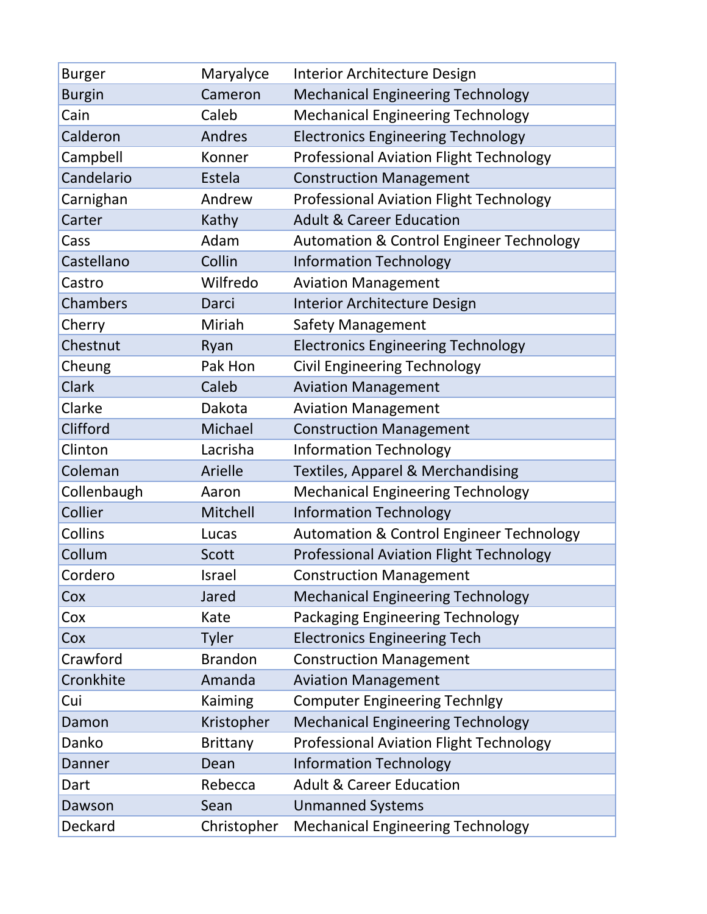| | | |
|---|---|---|
| Burger | Maryalyce | Interior Architecture Design |
| Burgin | Cameron | Mechanical Engineering Technology |
| Cain | Caleb | Mechanical Engineering Technology |
| Calderon | Andres | Electronics Engineering Technology |
| Campbell | Konner | Professional Aviation Flight Technology |
| Candelario | Estela | Construction Management |
| Carnighan | Andrew | Professional Aviation Flight Technology |
| Carter | Kathy | Adult & Career Education |
| Cass | Adam | Automation & Control Engineer Technology |
| Castellano | Collin | Information Technology |
| Castro | Wilfredo | Aviation Management |
| Chambers | Darci | Interior Architecture Design |
| Cherry | Miriah | Safety Management |
| Chestnut | Ryan | Electronics Engineering Technology |
| Cheung | Pak Hon | Civil Engineering Technology |
| Clark | Caleb | Aviation Management |
| Clarke | Dakota | Aviation Management |
| Clifford | Michael | Construction Management |
| Clinton | Lacrisha | Information Technology |
| Coleman | Arielle | Textiles, Apparel & Merchandising |
| Collenbaugh | Aaron | Mechanical Engineering Technology |
| Collier | Mitchell | Information Technology |
| Collins | Lucas | Automation & Control Engineer Technology |
| Collum | Scott | Professional Aviation Flight Technology |
| Cordero | Israel | Construction Management |
| Cox | Jared | Mechanical Engineering Technology |
| Cox | Kate | Packaging Engineering Technology |
| Cox | Tyler | Electronics Engineering Tech |
| Crawford | Brandon | Construction Management |
| Cronkhite | Amanda | Aviation Management |
| Cui | Kaiming | Computer Engineering Technlgy |
| Damon | Kristopher | Mechanical Engineering Technology |
| Danko | Brittany | Professional Aviation Flight Technology |
| Danner | Dean | Information Technology |
| Dart | Rebecca | Adult & Career Education |
| Dawson | Sean | Unmanned Systems |
| Deckard | Christopher | Mechanical Engineering Technology |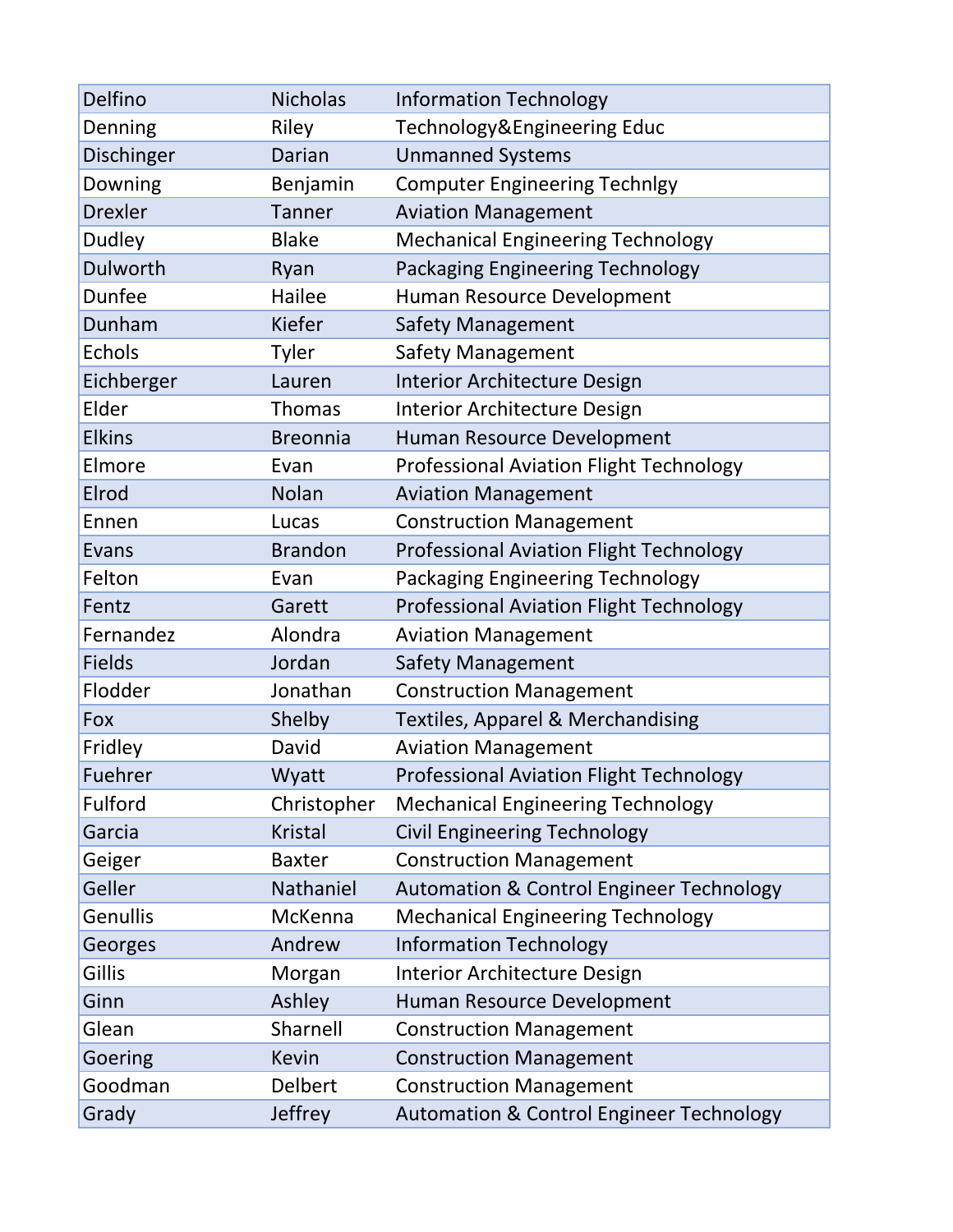| | | |
|---|---|---|
| Delfino | Nicholas | Information Technology |
| Denning | Riley | Technology&Engineering Educ |
| Dischinger | Darian | Unmanned Systems |
| Downing | Benjamin | Computer Engineering Technlgy |
| Drexler | Tanner | Aviation Management |
| Dudley | Blake | Mechanical Engineering Technology |
| Dulworth | Ryan | Packaging Engineering Technology |
| Dunfee | Hailee | Human Resource Development |
| Dunham | Kiefer | Safety Management |
| Echols | Tyler | Safety Management |
| Eichberger | Lauren | Interior Architecture Design |
| Elder | Thomas | Interior Architecture Design |
| Elkins | Breonnia | Human Resource Development |
| Elmore | Evan | Professional Aviation Flight Technology |
| Elrod | Nolan | Aviation Management |
| Ennen | Lucas | Construction Management |
| Evans | Brandon | Professional Aviation Flight Technology |
| Felton | Evan | Packaging Engineering Technology |
| Fentz | Garett | Professional Aviation Flight Technology |
| Fernandez | Alondra | Aviation Management |
| Fields | Jordan | Safety Management |
| Flodder | Jonathan | Construction Management |
| Fox | Shelby | Textiles, Apparel & Merchandising |
| Fridley | David | Aviation Management |
| Fuehrer | Wyatt | Professional Aviation Flight Technology |
| Fulford | Christopher | Mechanical Engineering Technology |
| Garcia | Kristal | Civil Engineering Technology |
| Geiger | Baxter | Construction Management |
| Geller | Nathaniel | Automation & Control Engineer Technology |
| Genullis | McKenna | Mechanical Engineering Technology |
| Georges | Andrew | Information Technology |
| Gillis | Morgan | Interior Architecture Design |
| Ginn | Ashley | Human Resource Development |
| Glean | Sharnell | Construction Management |
| Goering | Kevin | Construction Management |
| Goodman | Delbert | Construction Management |
| Grady | Jeffrey | Automation & Control Engineer Technology |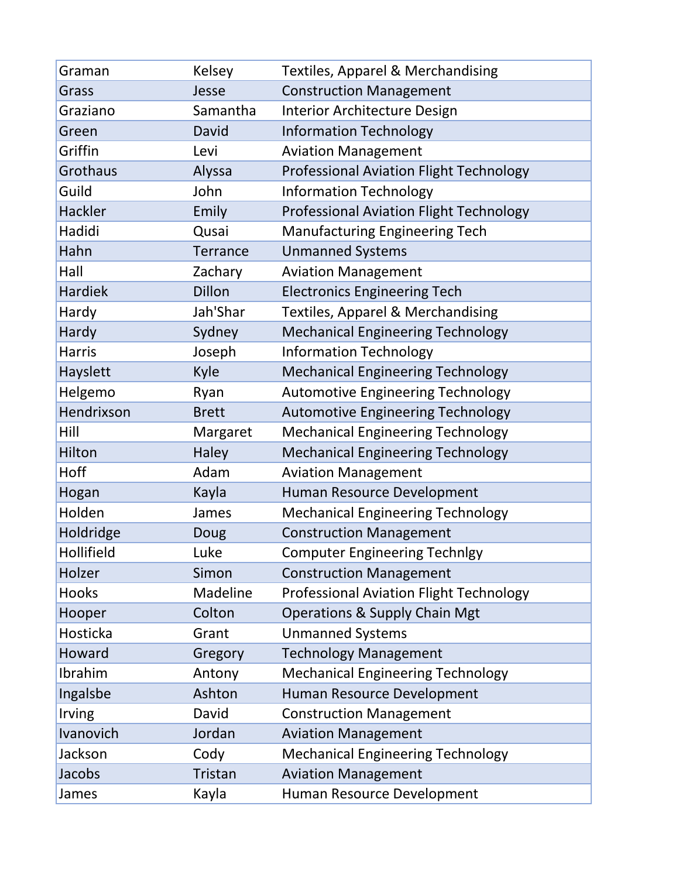| | | |
|---|---|---|
| Graman | Kelsey | Textiles, Apparel & Merchandising |
| Grass | Jesse | Construction Management |
| Graziano | Samantha | Interior Architecture Design |
| Green | David | Information Technology |
| Griffin | Levi | Aviation Management |
| Grothaus | Alyssa | Professional Aviation Flight Technology |
| Guild | John | Information Technology |
| Hackler | Emily | Professional Aviation Flight Technology |
| Hadidi | Qusai | Manufacturing Engineering Tech |
| Hahn | Terrance | Unmanned Systems |
| Hall | Zachary | Aviation Management |
| Hardiek | Dillon | Electronics Engineering Tech |
| Hardy | Jah'Shar | Textiles, Apparel & Merchandising |
| Hardy | Sydney | Mechanical Engineering Technology |
| Harris | Joseph | Information Technology |
| Hayslett | Kyle | Mechanical Engineering Technology |
| Helgemo | Ryan | Automotive Engineering Technology |
| Hendrixson | Brett | Automotive Engineering Technology |
| Hill | Margaret | Mechanical Engineering Technology |
| Hilton | Haley | Mechanical Engineering Technology |
| Hoff | Adam | Aviation Management |
| Hogan | Kayla | Human Resource Development |
| Holden | James | Mechanical Engineering Technology |
| Holdridge | Doug | Construction Management |
| Hollifield | Luke | Computer Engineering Technlgy |
| Holzer | Simon | Construction Management |
| Hooks | Madeline | Professional Aviation Flight Technology |
| Hooper | Colton | Operations & Supply Chain Mgt |
| Hosticka | Grant | Unmanned Systems |
| Howard | Gregory | Technology Management |
| Ibrahim | Antony | Mechanical Engineering Technology |
| Ingalsbe | Ashton | Human Resource Development |
| Irving | David | Construction Management |
| Ivanovich | Jordan | Aviation Management |
| Jackson | Cody | Mechanical Engineering Technology |
| Jacobs | Tristan | Aviation Management |
| James | Kayla | Human Resource Development |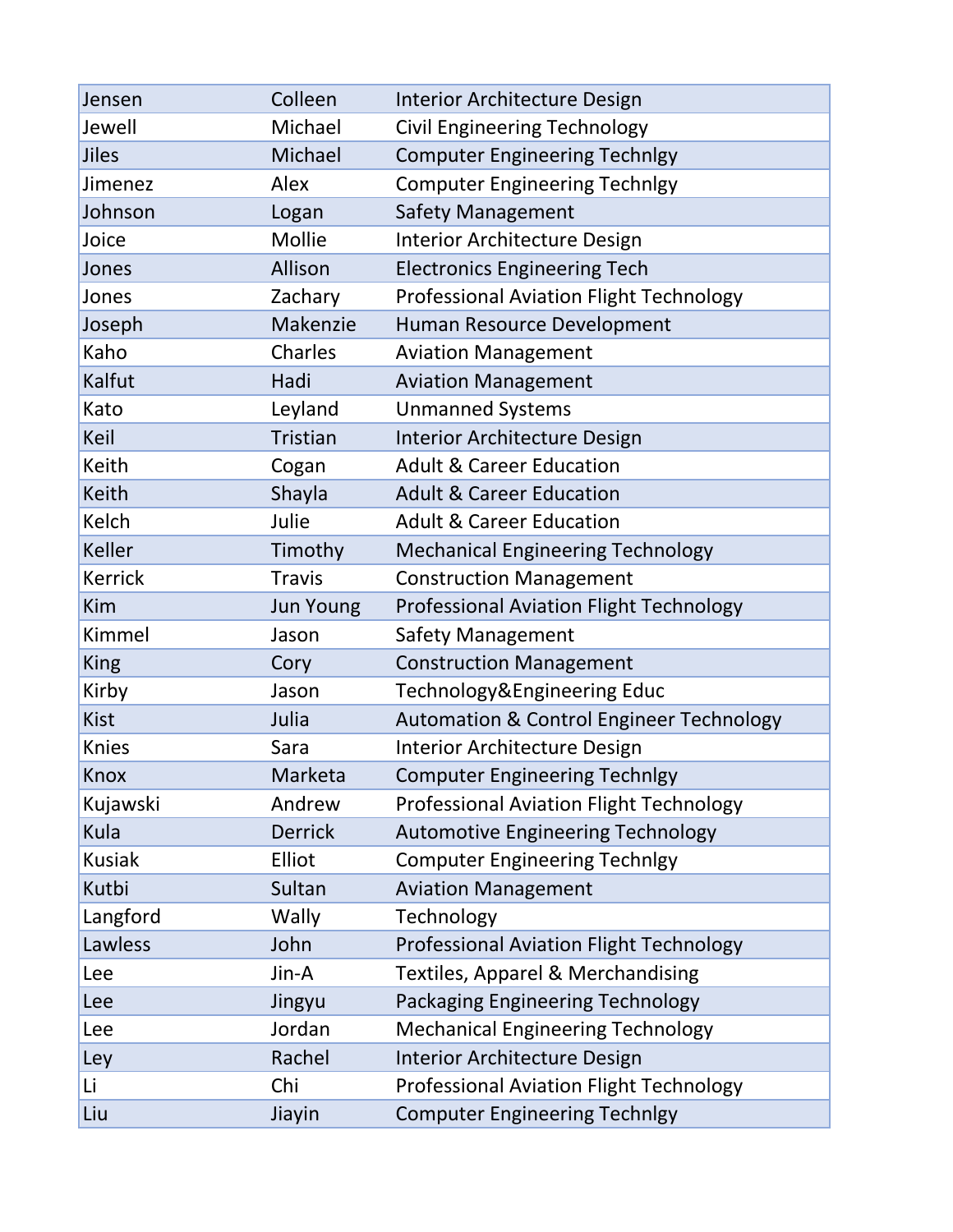| | | |
|---|---|---|
| Jensen | Colleen | Interior Architecture Design |
| Jewell | Michael | Civil Engineering Technology |
| Jiles | Michael | Computer Engineering Technlgy |
| Jimenez | Alex | Computer Engineering Technlgy |
| Johnson | Logan | Safety Management |
| Joice | Mollie | Interior Architecture Design |
| Jones | Allison | Electronics Engineering Tech |
| Jones | Zachary | Professional Aviation Flight Technology |
| Joseph | Makenzie | Human Resource Development |
| Kaho | Charles | Aviation Management |
| Kalfut | Hadi | Aviation Management |
| Kato | Leyland | Unmanned Systems |
| Keil | Tristian | Interior Architecture Design |
| Keith | Cogan | Adult & Career Education |
| Keith | Shayla | Adult & Career Education |
| Kelch | Julie | Adult & Career Education |
| Keller | Timothy | Mechanical Engineering Technology |
| Kerrick | Travis | Construction Management |
| Kim | Jun Young | Professional Aviation Flight Technology |
| Kimmel | Jason | Safety Management |
| King | Cory | Construction Management |
| Kirby | Jason | Technology&Engineering Educ |
| Kist | Julia | Automation & Control Engineer Technology |
| Knies | Sara | Interior Architecture Design |
| Knox | Marketa | Computer Engineering Technlgy |
| Kujawski | Andrew | Professional Aviation Flight Technology |
| Kula | Derrick | Automotive Engineering Technology |
| Kusiak | Elliot | Computer Engineering Technlgy |
| Kutbi | Sultan | Aviation Management |
| Langford | Wally | Technology |
| Lawless | John | Professional Aviation Flight Technology |
| Lee | Jin-A | Textiles, Apparel & Merchandising |
| Lee | Jingyu | Packaging Engineering Technology |
| Lee | Jordan | Mechanical Engineering Technology |
| Ley | Rachel | Interior Architecture Design |
| Li | Chi | Professional Aviation Flight Technology |
| Liu | Jiayin | Computer Engineering Technlgy |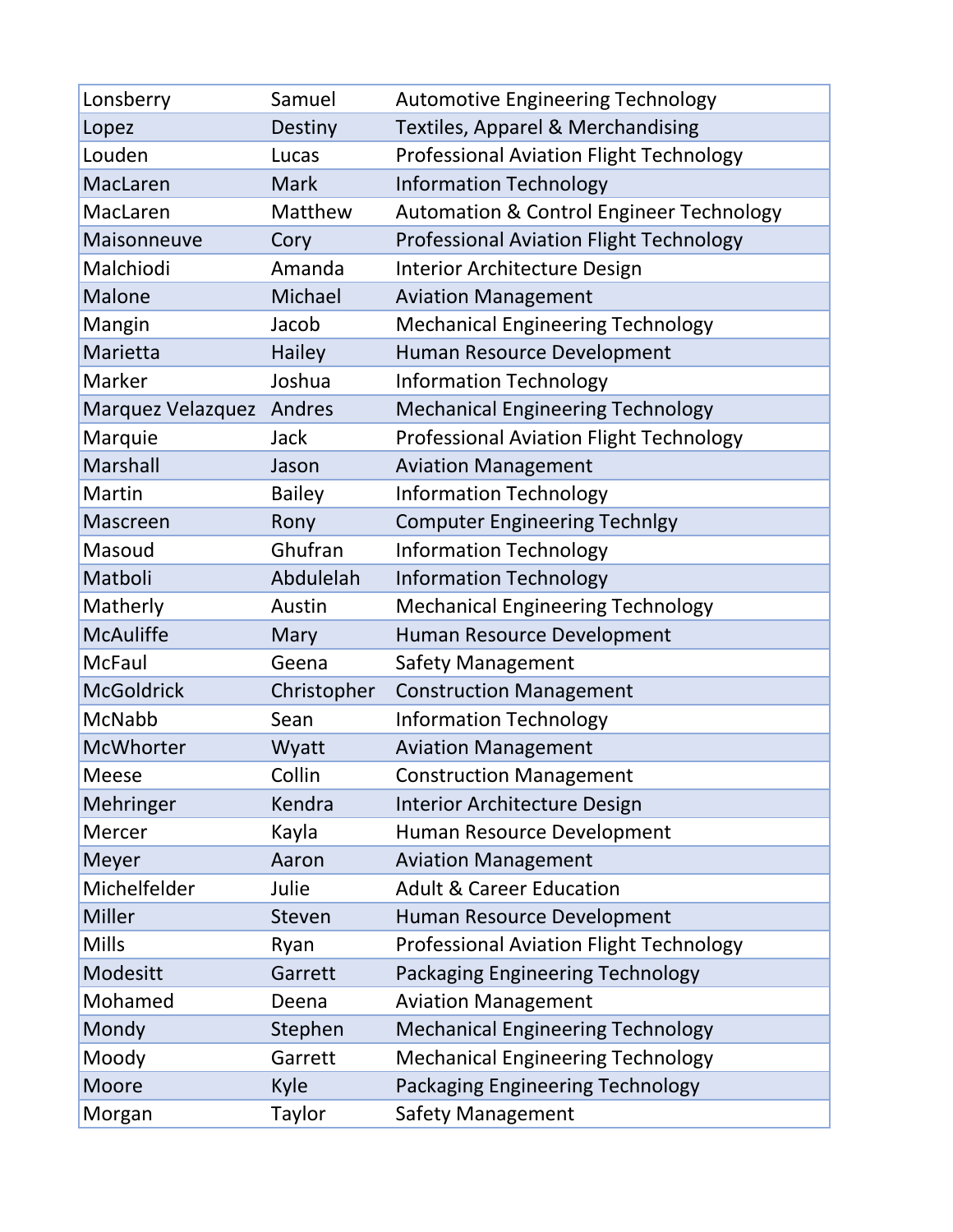| | | |
|---|---|---|
| Lonsberry | Samuel | Automotive Engineering Technology |
| Lopez | Destiny | Textiles, Apparel & Merchandising |
| Louden | Lucas | Professional Aviation Flight Technology |
| MacLaren | Mark | Information Technology |
| MacLaren | Matthew | Automation & Control Engineer Technology |
| Maisonneuve | Cory | Professional Aviation Flight Technology |
| Malchiodi | Amanda | Interior Architecture Design |
| Malone | Michael | Aviation Management |
| Mangin | Jacob | Mechanical Engineering Technology |
| Marietta | Hailey | Human Resource Development |
| Marker | Joshua | Information Technology |
| Marquez Velazquez | Andres | Mechanical Engineering Technology |
| Marquie | Jack | Professional Aviation Flight Technology |
| Marshall | Jason | Aviation Management |
| Martin | Bailey | Information Technology |
| Mascreen | Rony | Computer Engineering Technlgy |
| Masoud | Ghufran | Information Technology |
| Matboli | Abdulelah | Information Technology |
| Matherly | Austin | Mechanical Engineering Technology |
| McAuliffe | Mary | Human Resource Development |
| McFaul | Geena | Safety Management |
| McGoldrick | Christopher | Construction Management |
| McNabb | Sean | Information Technology |
| McWhorter | Wyatt | Aviation Management |
| Meese | Collin | Construction Management |
| Mehringer | Kendra | Interior Architecture Design |
| Mercer | Kayla | Human Resource Development |
| Meyer | Aaron | Aviation Management |
| Michelfelder | Julie | Adult & Career Education |
| Miller | Steven | Human Resource Development |
| Mills | Ryan | Professional Aviation Flight Technology |
| Modesitt | Garrett | Packaging Engineering Technology |
| Mohamed | Deena | Aviation Management |
| Mondy | Stephen | Mechanical Engineering Technology |
| Moody | Garrett | Mechanical Engineering Technology |
| Moore | Kyle | Packaging Engineering Technology |
| Morgan | Taylor | Safety Management |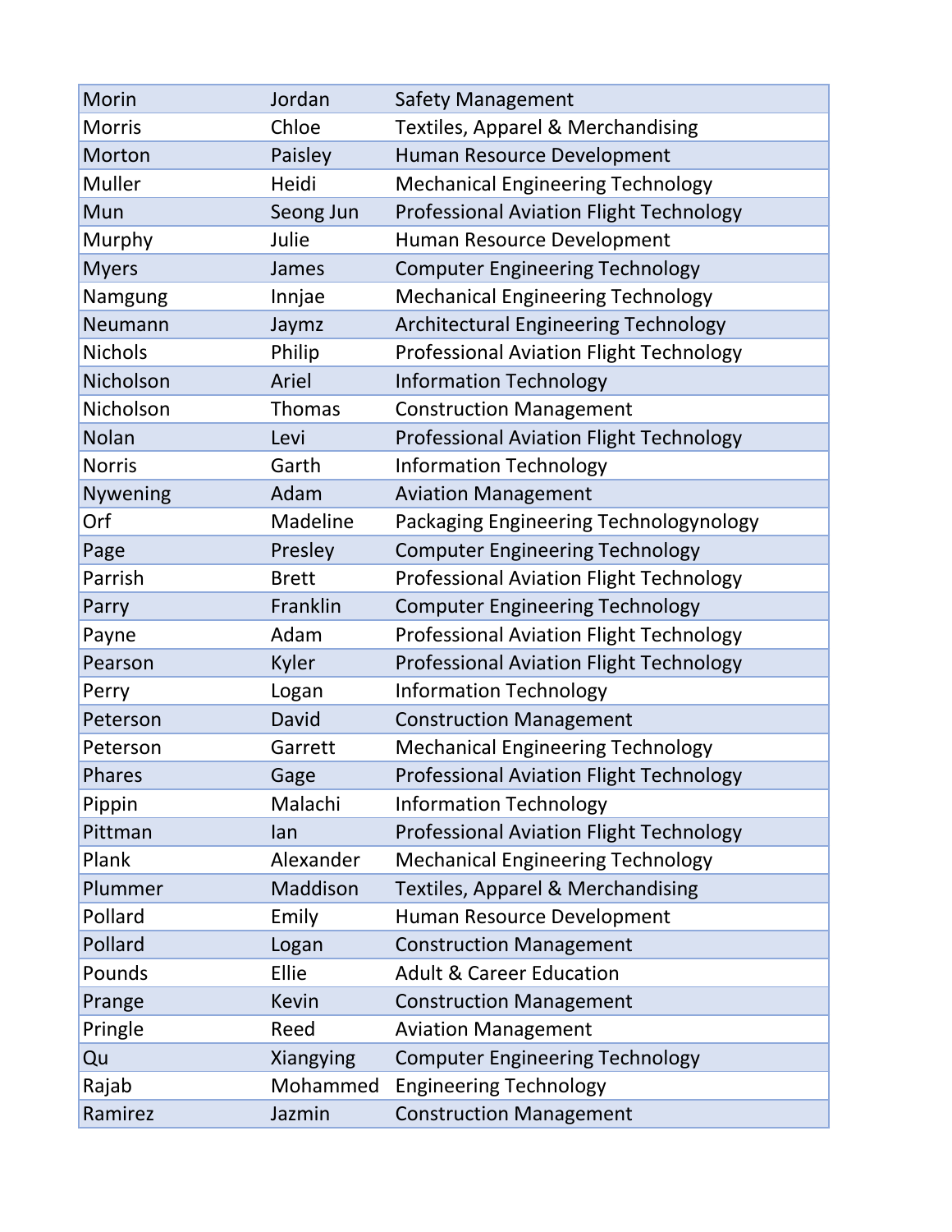| | | |
|---|---|---|
| Morin | Jordan | Safety Management |
| Morris | Chloe | Textiles, Apparel & Merchandising |
| Morton | Paisley | Human Resource Development |
| Muller | Heidi | Mechanical Engineering Technology |
| Mun | Seong Jun | Professional Aviation Flight Technology |
| Murphy | Julie | Human Resource Development |
| Myers | James | Computer Engineering Technology |
| Namgung | Innjae | Mechanical Engineering Technology |
| Neumann | Jaymz | Architectural Engineering Technology |
| Nichols | Philip | Professional Aviation Flight Technology |
| Nicholson | Ariel | Information Technology |
| Nicholson | Thomas | Construction Management |
| Nolan | Levi | Professional Aviation Flight Technology |
| Norris | Garth | Information Technology |
| Nywening | Adam | Aviation Management |
| Orf | Madeline | Packaging Engineering Technologynology |
| Page | Presley | Computer Engineering Technology |
| Parrish | Brett | Professional Aviation Flight Technology |
| Parry | Franklin | Computer Engineering Technology |
| Payne | Adam | Professional Aviation Flight Technology |
| Pearson | Kyler | Professional Aviation Flight Technology |
| Perry | Logan | Information Technology |
| Peterson | David | Construction Management |
| Peterson | Garrett | Mechanical Engineering Technology |
| Phares | Gage | Professional Aviation Flight Technology |
| Pippin | Malachi | Information Technology |
| Pittman | Ian | Professional Aviation Flight Technology |
| Plank | Alexander | Mechanical Engineering Technology |
| Plummer | Maddison | Textiles, Apparel & Merchandising |
| Pollard | Emily | Human Resource Development |
| Pollard | Logan | Construction Management |
| Pounds | Ellie | Adult & Career Education |
| Prange | Kevin | Construction Management |
| Pringle | Reed | Aviation Management |
| Qu | Xiangying | Computer Engineering Technology |
| Rajab | Mohammed | Engineering Technology |
| Ramirez | Jazmin | Construction Management |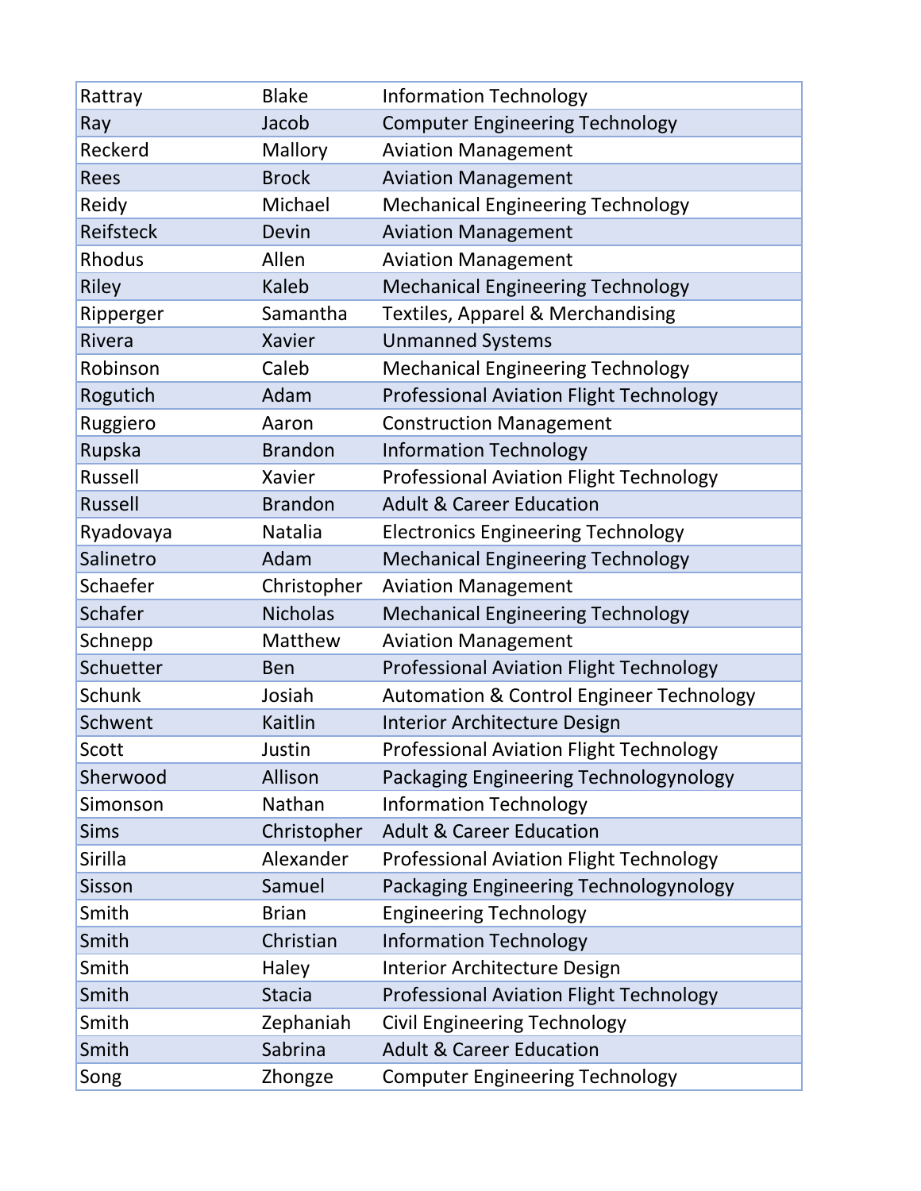| Rattray | Blake | Information Technology |
|---|---|---|
| Ray | Jacob | Computer Engineering Technology |
| Reckerd | Mallory | Aviation Management |
| Rees | Brock | Aviation Management |
| Reidy | Michael | Mechanical Engineering Technology |
| Reifsteck | Devin | Aviation Management |
| Rhodus | Allen | Aviation Management |
| Riley | Kaleb | Mechanical Engineering Technology |
| Ripperger | Samantha | Textiles, Apparel & Merchandising |
| Rivera | Xavier | Unmanned Systems |
| Robinson | Caleb | Mechanical Engineering Technology |
| Rogutich | Adam | Professional Aviation Flight Technology |
| Ruggiero | Aaron | Construction Management |
| Rupska | Brandon | Information Technology |
| Russell | Xavier | Professional Aviation Flight Technology |
| Russell | Brandon | Adult & Career Education |
| Ryadovaya | Natalia | Electronics Engineering Technology |
| Salinetro | Adam | Mechanical Engineering Technology |
| Schaefer | Christopher | Aviation Management |
| Schafer | Nicholas | Mechanical Engineering Technology |
| Schnepp | Matthew | Aviation Management |
| Schuetter | Ben | Professional Aviation Flight Technology |
| Schunk | Josiah | Automation & Control Engineer Technology |
| Schwent | Kaitlin | Interior Architecture Design |
| Scott | Justin | Professional Aviation Flight Technology |
| Sherwood | Allison | Packaging Engineering Technologynology |
| Simonson | Nathan | Information Technology |
| Sims | Christopher | Adult & Career Education |
| Sirilla | Alexander | Professional Aviation Flight Technology |
| Sisson | Samuel | Packaging Engineering Technologynology |
| Smith | Brian | Engineering Technology |
| Smith | Christian | Information Technology |
| Smith | Haley | Interior Architecture Design |
| Smith | Stacia | Professional Aviation Flight Technology |
| Smith | Zephaniah | Civil Engineering Technology |
| Smith | Sabrina | Adult & Career Education |
| Song | Zhongze | Computer Engineering Technology |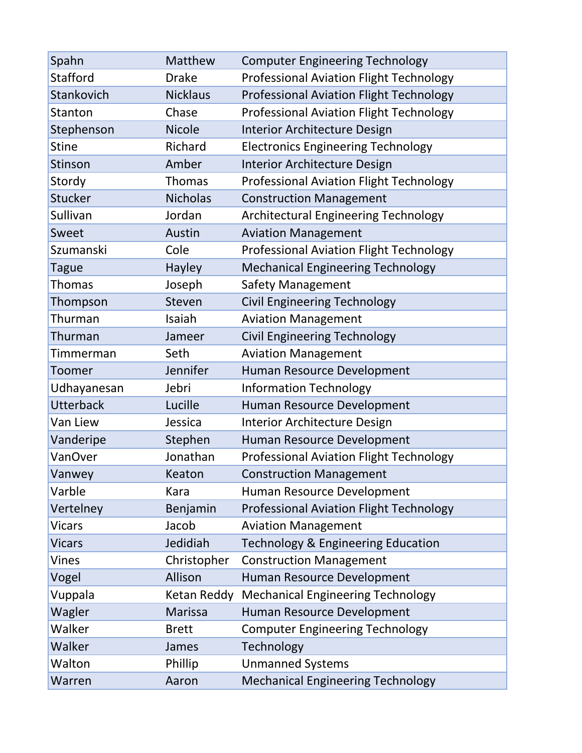| | | |
|---|---|---|
| Spahn | Matthew | Computer Engineering Technology |
| Stafford | Drake | Professional Aviation Flight Technology |
| Stankovich | Nicklaus | Professional Aviation Flight Technology |
| Stanton | Chase | Professional Aviation Flight Technology |
| Stephenson | Nicole | Interior Architecture Design |
| Stine | Richard | Electronics Engineering Technology |
| Stinson | Amber | Interior Architecture Design |
| Stordy | Thomas | Professional Aviation Flight Technology |
| Stucker | Nicholas | Construction Management |
| Sullivan | Jordan | Architectural Engineering Technology |
| Sweet | Austin | Aviation Management |
| Szumanski | Cole | Professional Aviation Flight Technology |
| Tague | Hayley | Mechanical Engineering Technology |
| Thomas | Joseph | Safety Management |
| Thompson | Steven | Civil Engineering Technology |
| Thurman | Isaiah | Aviation Management |
| Thurman | Jameer | Civil Engineering Technology |
| Timmerman | Seth | Aviation Management |
| Toomer | Jennifer | Human Resource Development |
| Udhayanesan | Jebri | Information Technology |
| Utterback | Lucille | Human Resource Development |
| Van Liew | Jessica | Interior Architecture Design |
| Vanderipe | Stephen | Human Resource Development |
| VanOver | Jonathan | Professional Aviation Flight Technology |
| Vanwey | Keaton | Construction Management |
| Varble | Kara | Human Resource Development |
| Vertelney | Benjamin | Professional Aviation Flight Technology |
| Vicars | Jacob | Aviation Management |
| Vicars | Jedidiah | Technology & Engineering Education |
| Vines | Christopher | Construction Management |
| Vogel | Allison | Human Resource Development |
| Vuppala | Ketan Reddy | Mechanical Engineering Technology |
| Wagler | Marissa | Human Resource Development |
| Walker | Brett | Computer Engineering Technology |
| Walker | James | Technology |
| Walton | Phillip | Unmanned Systems |
| Warren | Aaron | Mechanical Engineering Technology |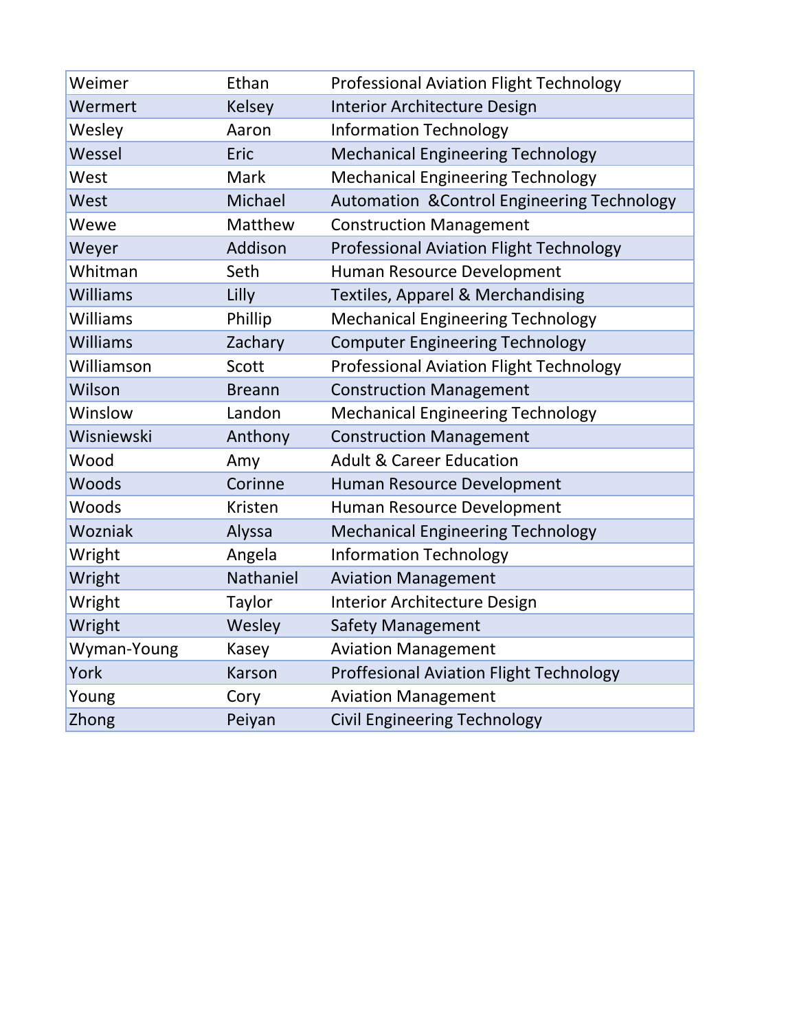| | | |
|---|---|---|
| Weimer | Ethan | Professional Aviation Flight Technology |
| Wermert | Kelsey | Interior Architecture Design |
| Wesley | Aaron | Information Technology |
| Wessel | Eric | Mechanical Engineering Technology |
| West | Mark | Mechanical Engineering Technology |
| West | Michael | Automation &Control Engineering Technology |
| Wewe | Matthew | Construction Management |
| Weyer | Addison | Professional Aviation Flight Technology |
| Whitman | Seth | Human Resource Development |
| Williams | Lilly | Textiles, Apparel & Merchandising |
| Williams | Phillip | Mechanical Engineering Technology |
| Williams | Zachary | Computer Engineering Technology |
| Williamson | Scott | Professional Aviation Flight Technology |
| Wilson | Breann | Construction Management |
| Winslow | Landon | Mechanical Engineering Technology |
| Wisniewski | Anthony | Construction Management |
| Wood | Amy | Adult & Career Education |
| Woods | Corinne | Human Resource Development |
| Woods | Kristen | Human Resource Development |
| Wozniak | Alyssa | Mechanical Engineering Technology |
| Wright | Angela | Information Technology |
| Wright | Nathaniel | Aviation Management |
| Wright | Taylor | Interior Architecture Design |
| Wright | Wesley | Safety Management |
| Wyman-Young | Kasey | Aviation Management |
| York | Karson | Proffesional Aviation Flight Technology |
| Young | Cory | Aviation Management |
| Zhong | Peiyan | Civil Engineering Technology |